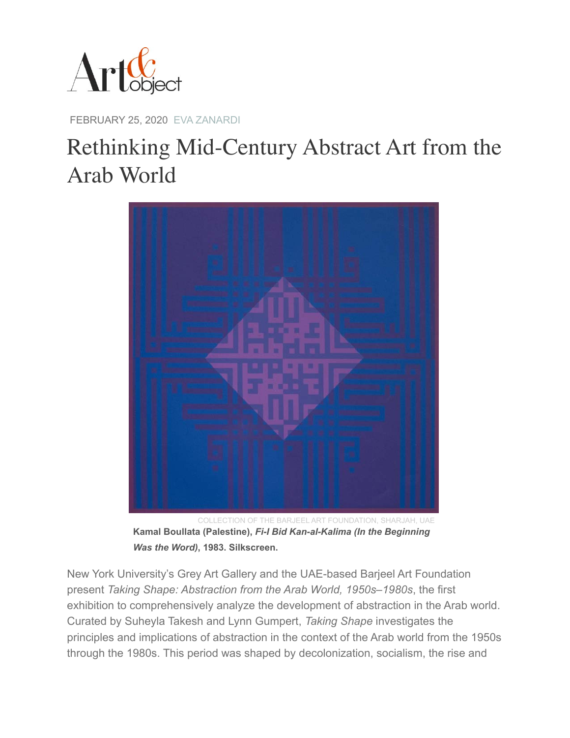Art&object

FEBRUARY 25, 2020 EVA ZANARDI

# Rethinking Mid-Century Abstract Art from the Arab World

COLLECTION OF THE BARJEEL ART FOUNDATION, SHARJAH, UAE

**Kamal Boullata (Palestine), *Fi-l Bid Kan-al-Kalima (In the Beginning Was the Word)*, 1983. Silkscreen.**

New York University's Grey Art Gallery and the UAE-based Barjeel Art Foundation present *Taking Shape: Abstraction from the Arab World, 1950s–1980s*, the first exhibition to comprehensively analyze the development of abstraction in the Arab world. Curated by Suheyla Takesh and Lynn Gumpert, *Taking Shape* investigates the principles and implications of abstraction in the context of the Arab world from the 1950s through the 1980s. This period was shaped by decolonization, socialism, the rise and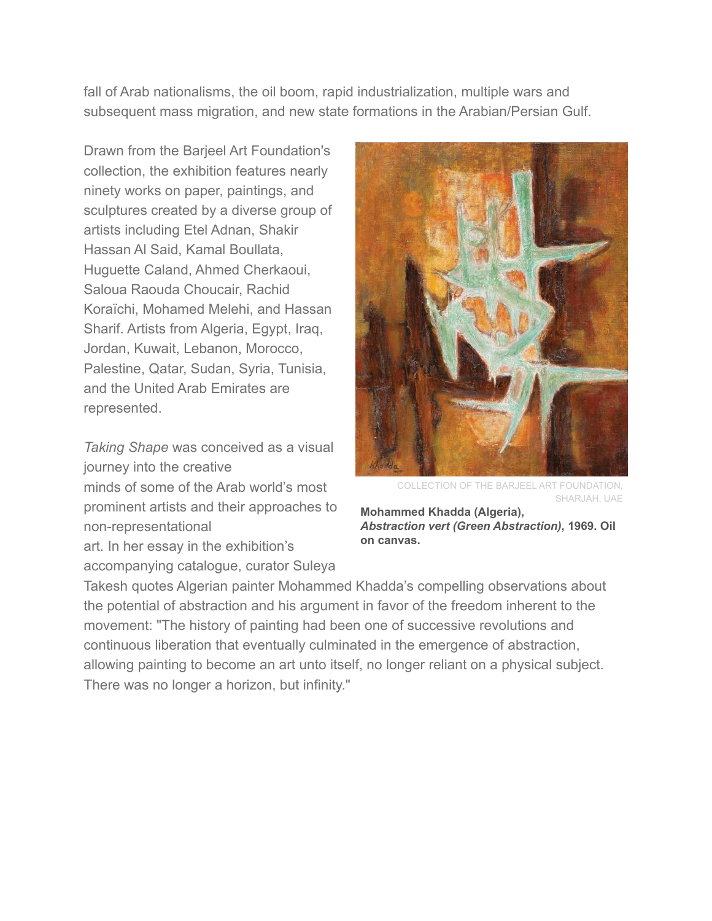fall of Arab nationalisms, the oil boom, rapid industrialization, multiple wars and subsequent mass migration, and new state formations in the Arabian/Persian Gulf.

Drawn from the Barjeel Art Foundation's collection, the exhibition features nearly ninety works on paper, paintings, and sculptures created by a diverse group of artists including Etel Adnan, Shakir Hassan Al Said, Kamal Boullata, Huguette Caland, Ahmed Cherkaoui, Saloua Raouda Choucair, Rachid Koraïchi, Mohamed Melehi, and Hassan Sharif. Artists from Algeria, Egypt, Iraq, Jordan, Kuwait, Lebanon, Morocco, Palestine, Qatar, Sudan, Syria, Tunisia, and the United Arab Emirates are represented.

COLLECTION OF THE BARJEEL ART FOUNDATION, SHARJAH, UAE

**Mohammed Khadda (Algeria), *Abstraction vert (Green Abstraction)*, 1969. Oil on canvas.**

*Taking Shape* was conceived as a visual journey into the creative minds of some of the Arab world's most prominent artists and their approaches to non-representational art. In her essay in the exhibition's accompanying catalogue, curator Suleya Takesh quotes Algerian painter Mohammed Khadda's compelling observations about the potential of abstraction and his argument in favor of the freedom inherent to the movement: "The history of painting had been one of successive revolutions and continuous liberation that eventually culminated in the emergence of abstraction, allowing painting to become an art unto itself, no longer reliant on a physical subject. There was no longer a horizon, but infinity."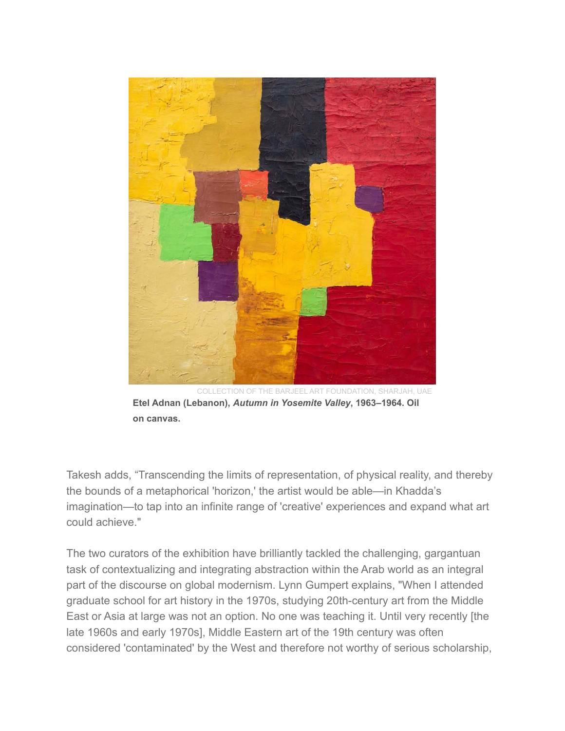COLLECTION OF THE BARJEEL ART FOUNDATION, SHARJAH, UAE

**Etel Adnan (Lebanon), *Autumn in Yosemite Valley*, 1963–1964. Oil on canvas.**

Takesh adds, “Transcending the limits of representation, of physical reality, and thereby the bounds of a metaphorical 'horizon,' the artist would be able—in Khadda’s imagination—to tap into an infinite range of 'creative' experiences and expand what art could achieve."

The two curators of the exhibition have brilliantly tackled the challenging, gargantuan task of contextualizing and integrating abstraction within the Arab world as an integral part of the discourse on global modernism. Lynn Gumpert explains, "When I attended graduate school for art history in the 1970s, studying 20th-century art from the Middle East or Asia at large was not an option. No one was teaching it. Until very recently [the late 1960s and early 1970s], Middle Eastern art of the 19th century was often considered 'contaminated' by the West and therefore not worthy of serious scholarship,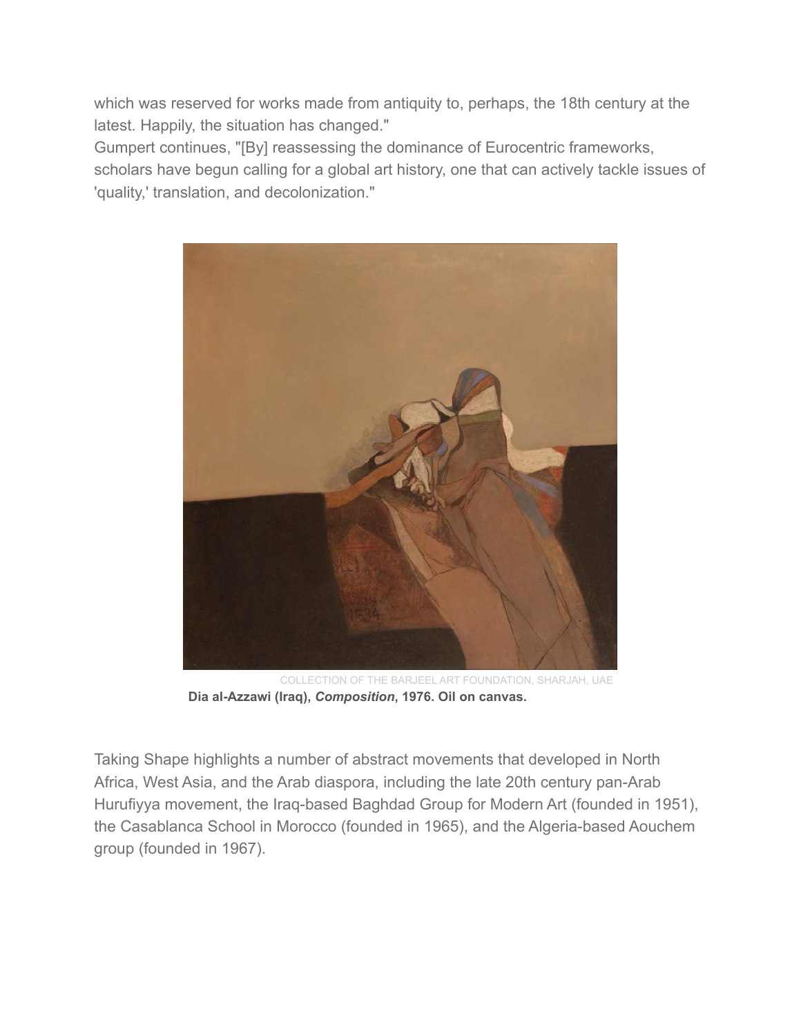which was reserved for works made from antiquity to, perhaps, the 18th century at the latest. Happily, the situation has changed."

Gumpert continues, "[By] reassessing the dominance of Eurocentric frameworks, scholars have begun calling for a global art history, one that can actively tackle issues of 'quality,' translation, and decolonization."

COLLECTION OF THE BARJEEL ART FOUNDATION, SHARJAH, UAE

**Dia al-Azzawi (Iraq), *Composition*, 1976. Oil on canvas.**

Taking Shape highlights a number of abstract movements that developed in North Africa, West Asia, and the Arab diaspora, including the late 20th century pan-Arab Hurufiyya movement, the Iraq-based Baghdad Group for Modern Art (founded in 1951), the Casablanca School in Morocco (founded in 1965), and the Algeria-based Aouchem group (founded in 1967).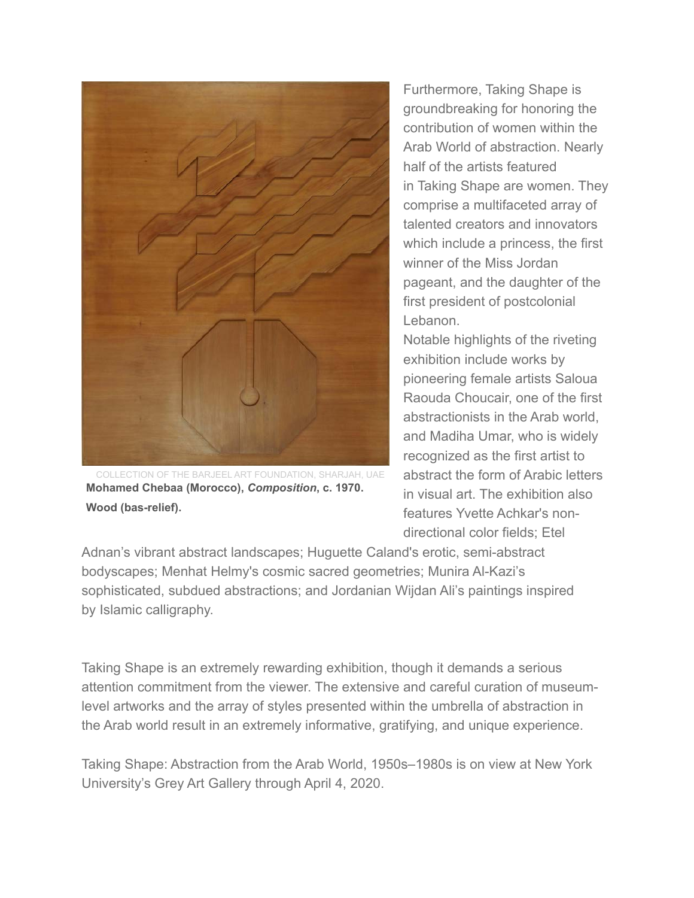COLLECTION OF THE BARJEEL ART FOUNDATION, SHARJAH, UAE

**Mohamed Chebaa (Morocco), *Composition,* c. 1970. Wood (bas-relief).**

Furthermore, Taking Shape is groundbreaking for honoring the contribution of women within the Arab World of abstraction. Nearly half of the artists featured in Taking Shape are women. They comprise a multifaceted array of talented creators and innovators which include a princess, the first winner of the Miss Jordan pageant, and the daughter of the first president of postcolonial Lebanon.

Notable highlights of the riveting exhibition include works by pioneering female artists Saloua Raouda Choucair, one of the first abstractionists in the Arab world, and Madiha Umar, who is widely recognized as the first artist to abstract the form of Arabic letters in visual art. The exhibition also features Yvette Achkar's non-directional color fields; Etel Adnan's vibrant abstract landscapes; Huguette Caland's erotic, semi-abstract bodyscapes; Menhat Helmy's cosmic sacred geometries; Munira Al-Kazi's sophisticated, subdued abstractions; and Jordanian Wijdan Ali's paintings inspired by Islamic calligraphy.

Taking Shape is an extremely rewarding exhibition, though it demands a serious attention commitment from the viewer. The extensive and careful curation of museum-level artworks and the array of styles presented within the umbrella of abstraction in the Arab world result in an extremely informative, gratifying, and unique experience.

Taking Shape: Abstraction from the Arab World, 1950s–1980s is on view at New York University's Grey Art Gallery through April 4, 2020.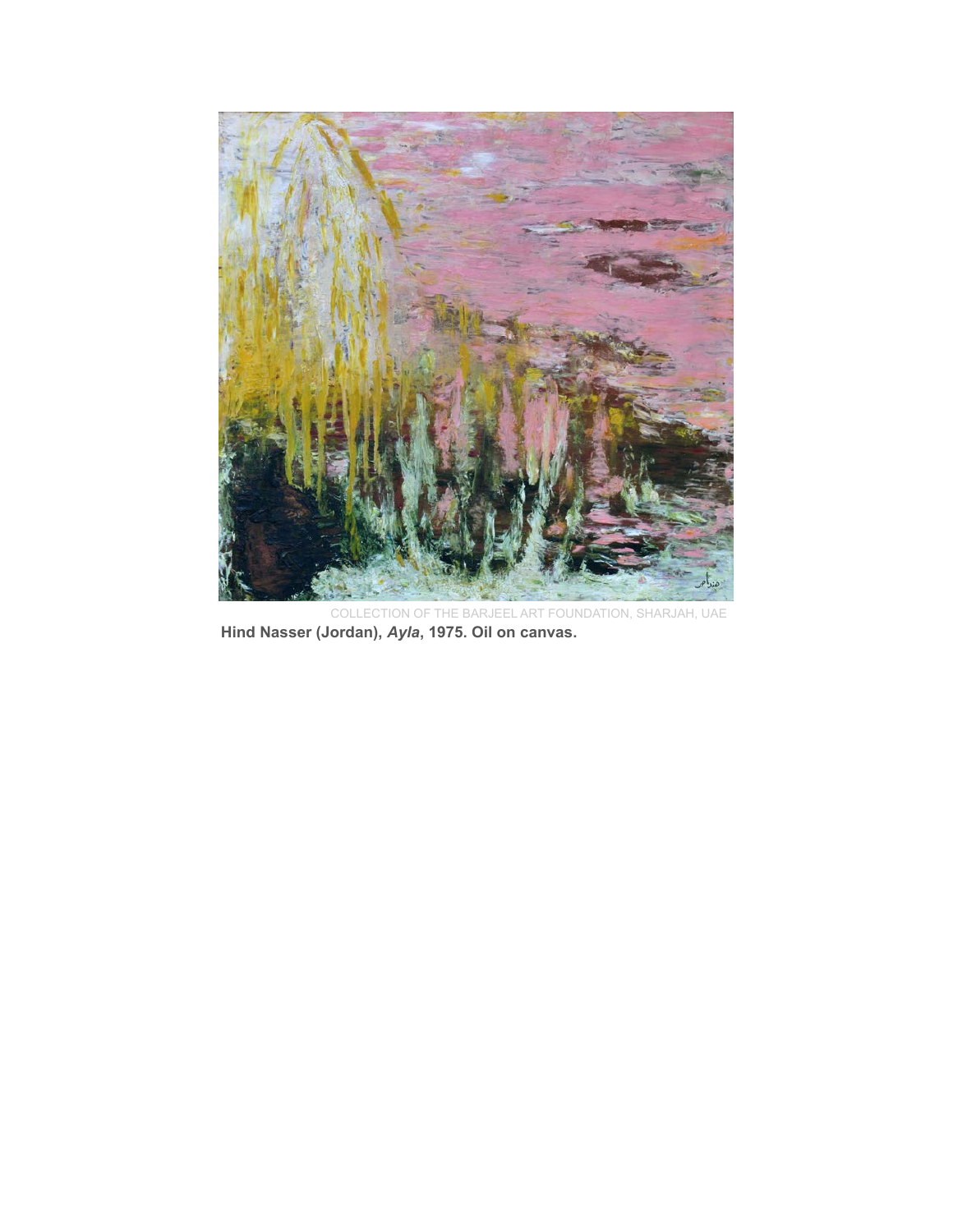COLLECTION OF THE BARJEEL ART FOUNDATION, SHARJAH, UAE

**Hind Nasser (Jordan), *Ayla*, 1975. Oil on canvas.**